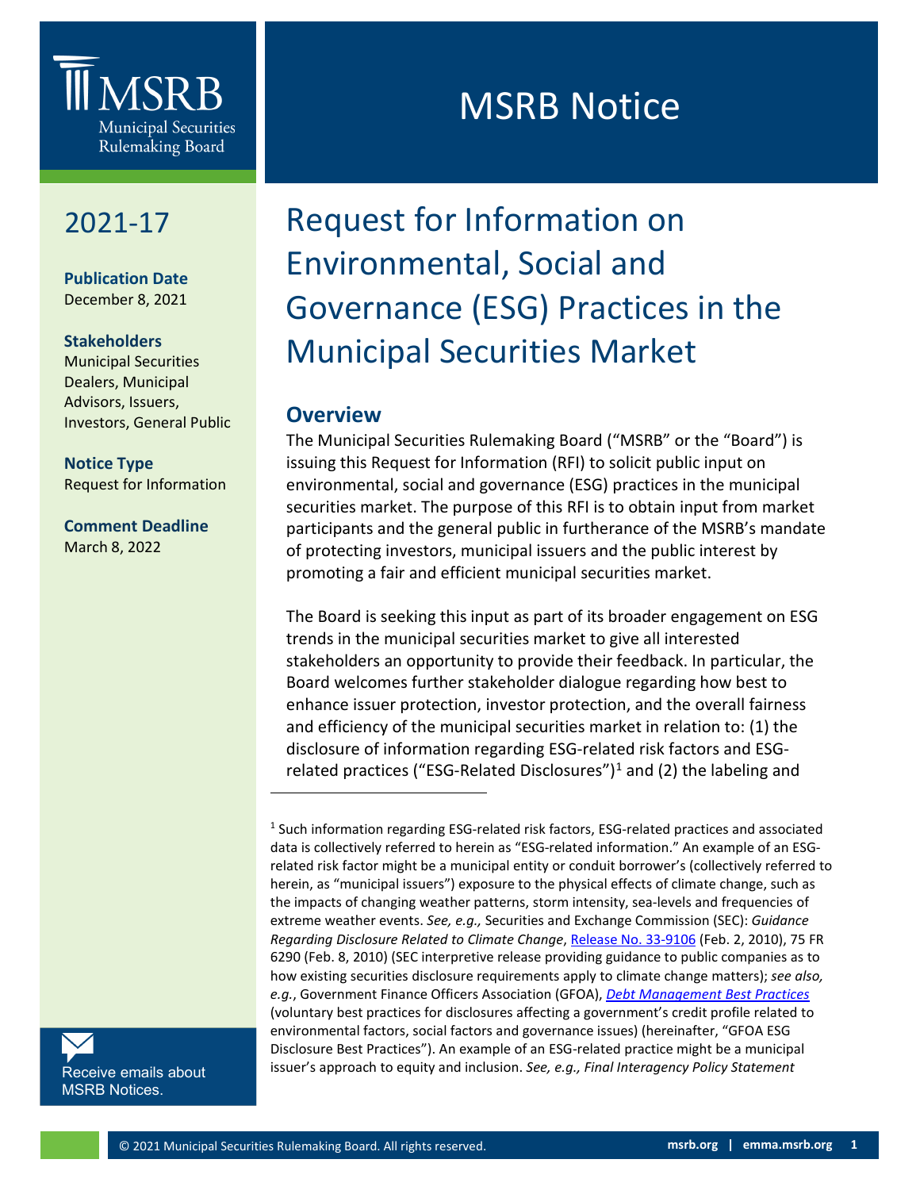MSRB
Municipal Securities Rulemaking Board

# MSRB Notice

**2021-17**

**Publication Date**
December 8, 2021

**Stakeholders**
Municipal Securities Dealers, Municipal Advisors, Issuers, Investors, General Public

**Notice Type**
Request for Information

**Comment Deadline**
March 8, 2022

Receive emails about MSRB Notices.

# Request for Information on Environmental, Social and Governance (ESG) Practices in the Municipal Securities Market

## Overview

The Municipal Securities Rulemaking Board ("MSRB" or the "Board") is issuing this Request for Information (RFI) to solicit public input on environmental, social and governance (ESG) practices in the municipal securities market. The purpose of this RFI is to obtain input from market participants and the general public in furtherance of the MSRB's mandate of protecting investors, municipal issuers and the public interest by promoting a fair and efficient municipal securities market.

The Board is seeking this input as part of its broader engagement on ESG trends in the municipal securities market to give all interested stakeholders an opportunity to provide their feedback. In particular, the Board welcomes further stakeholder dialogue regarding how best to enhance issuer protection, investor protection, and the overall fairness and efficiency of the municipal securities market in relation to: (1) the disclosure of information regarding ESG-related risk factors and ESG-related practices ("ESG-Related Disclosures")[1] and (2) the labeling and

---

[1] Such information regarding ESG-related risk factors, ESG-related practices and associated data is collectively referred to herein as "ESG-related information." An example of an ESG-related risk factor might be a municipal entity or conduit borrower's (collectively referred to herein, as "municipal issuers") exposure to the physical effects of climate change, such as the impacts of changing weather patterns, storm intensity, sea-levels and frequencies of extreme weather events. *See, e.g.,* Securities and Exchange Commission (SEC): *Guidance Regarding Disclosure Related to Climate Change*, Release No. 33-9106 (Feb. 2, 2010), 75 FR 6290 (Feb. 8, 2010) (SEC interpretive release providing guidance to public companies as to how existing securities disclosure requirements apply to climate change matters); *see also, e.g.*, Government Finance Officers Association (GFOA), *Debt Management Best Practices* (voluntary best practices for disclosures affecting a government's credit profile related to environmental factors, social factors and governance issues) (hereinafter, "GFOA ESG Disclosure Best Practices"). An example of an ESG-related practice might be a municipal issuer's approach to equity and inclusion. *See, e.g., Final Interagency Policy Statement*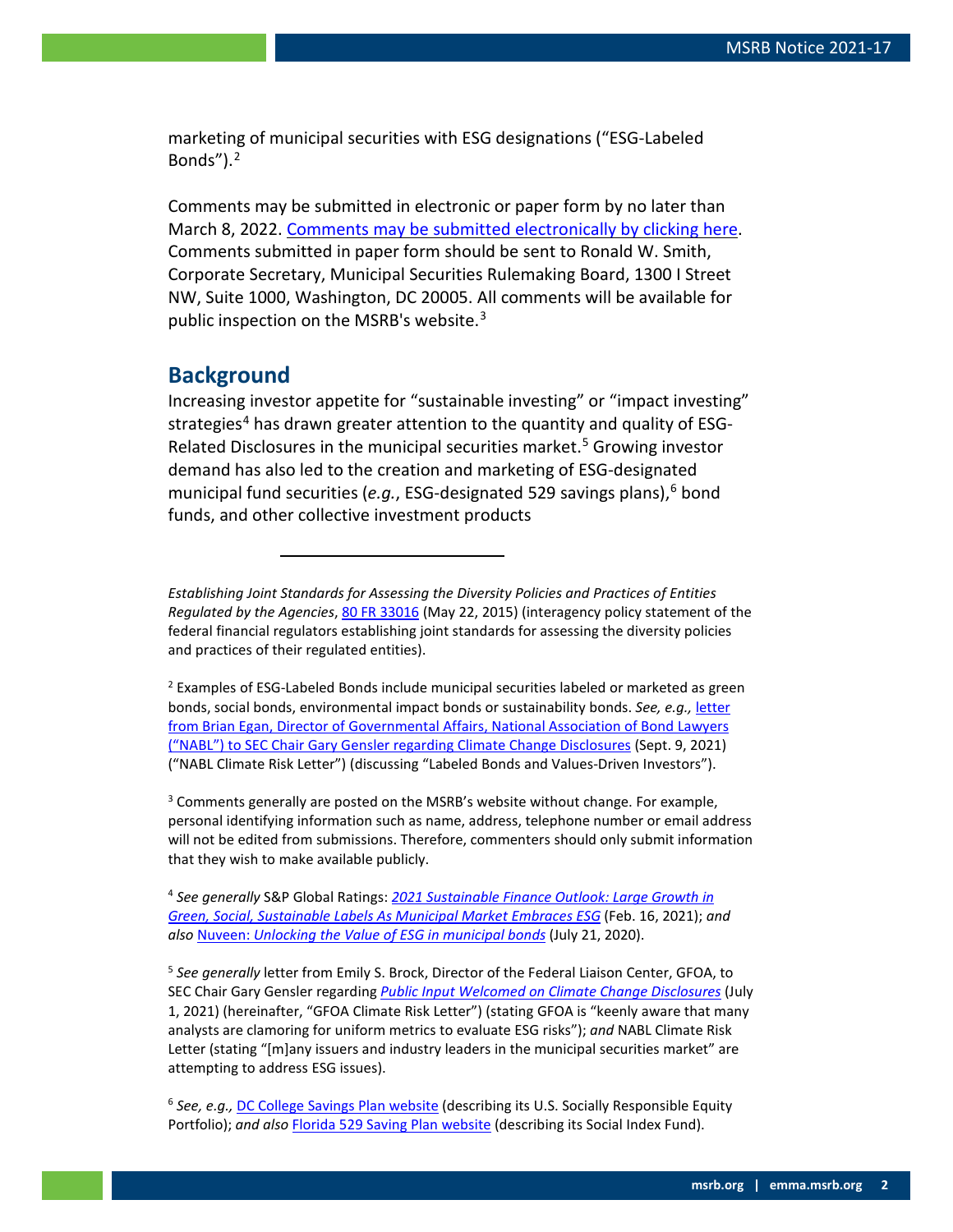marketing of municipal securities with ESG designations ("ESG-Labeled Bonds").[2]

Comments may be submitted in electronic or paper form by no later than March 8, 2022. Comments may be submitted electronically by clicking here. Comments submitted in paper form should be sent to Ronald W. Smith, Corporate Secretary, Municipal Securities Rulemaking Board, 1300 I Street NW, Suite 1000, Washington, DC 20005. All comments will be available for public inspection on the MSRB's website.[3]

## Background

Increasing investor appetite for "sustainable investing" or "impact investing" strategies[4] has drawn greater attention to the quantity and quality of ESG-Related Disclosures in the municipal securities market.[5] Growing investor demand has also led to the creation and marketing of ESG-designated municipal fund securities (*e.g.*, ESG-designated 529 savings plans),[6] bond funds, and other collective investment products

---

*Establishing Joint Standards for Assessing the Diversity Policies and Practices of Entities Regulated by the Agencies*, 80 FR 33016 (May 22, 2015) (interagency policy statement of the federal financial regulators establishing joint standards for assessing the diversity policies and practices of their regulated entities).

[2] Examples of ESG-Labeled Bonds include municipal securities labeled or marketed as green bonds, social bonds, environmental impact bonds or sustainability bonds. *See, e.g.,* letter from Brian Egan, Director of Governmental Affairs, National Association of Bond Lawyers ("NABL") to SEC Chair Gary Gensler regarding Climate Change Disclosures (Sept. 9, 2021) ("NABL Climate Risk Letter") (discussing "Labeled Bonds and Values-Driven Investors").

[3] Comments generally are posted on the MSRB's website without change. For example, personal identifying information such as name, address, telephone number or email address will not be edited from submissions. Therefore, commenters should only submit information that they wish to make available publicly.

[4] *See generally* S&P Global Ratings: *2021 Sustainable Finance Outlook: Large Growth in Green, Social, Sustainable Labels As Municipal Market Embraces ESG* (Feb. 16, 2021); *and also* Nuveen: *Unlocking the Value of ESG in municipal bonds* (July 21, 2020).

[5] *See generally* letter from Emily S. Brock, Director of the Federal Liaison Center, GFOA, to SEC Chair Gary Gensler regarding *Public Input Welcomed on Climate Change Disclosures* (July 1, 2021) (hereinafter, "GFOA Climate Risk Letter") (stating GFOA is "keenly aware that many analysts are clamoring for uniform metrics to evaluate ESG risks"); *and* NABL Climate Risk Letter (stating "[m]any issuers and industry leaders in the municipal securities market" are attempting to address ESG issues).

[6] *See, e.g.,* DC College Savings Plan website (describing its U.S. Socially Responsible Equity Portfolio); *and also* Florida 529 Saving Plan website (describing its Social Index Fund).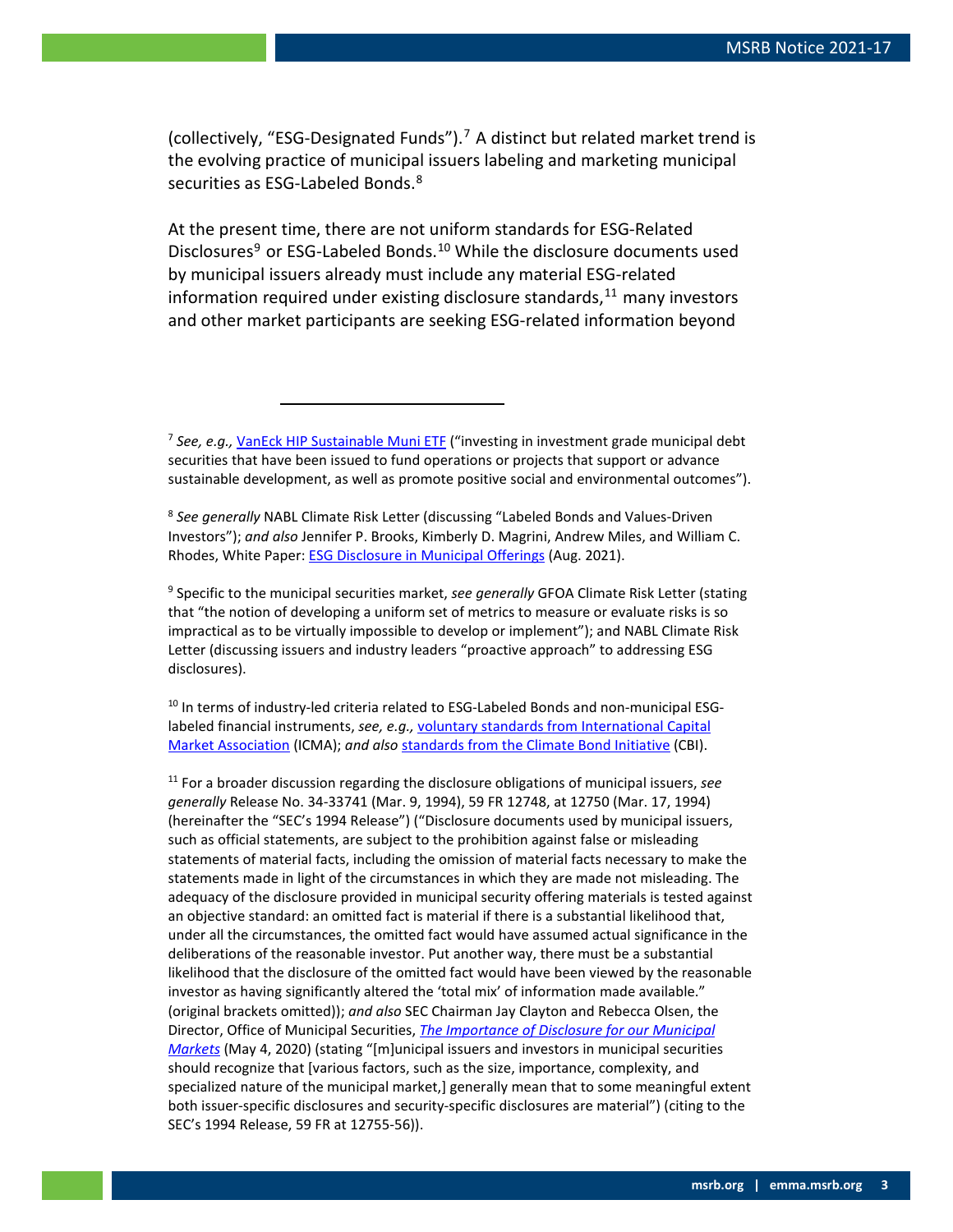(collectively, "ESG-Designated Funds").[7] A distinct but related market trend is the evolving practice of municipal issuers labeling and marketing municipal securities as ESG-Labeled Bonds.[8]

At the present time, there are not uniform standards for ESG-Related Disclosures[9] or ESG-Labeled Bonds.[10] While the disclosure documents used by municipal issuers already must include any material ESG-related information required under existing disclosure standards,[11] many investors and other market participants are seeking ESG-related information beyond

---

[7] *See, e.g.,* VanEck HIP Sustainable Muni ETF ("investing in investment grade municipal debt securities that have been issued to fund operations or projects that support or advance sustainable development, as well as promote positive social and environmental outcomes").

[8] *See generally* NABL Climate Risk Letter (discussing "Labeled Bonds and Values-Driven Investors"); *and also* Jennifer P. Brooks, Kimberly D. Magrini, Andrew Miles, and William C. Rhodes, White Paper: ESG Disclosure in Municipal Offerings (Aug. 2021).

[9] Specific to the municipal securities market, *see generally* GFOA Climate Risk Letter (stating that "the notion of developing a uniform set of metrics to measure or evaluate risks is so impractical as to be virtually impossible to develop or implement"); and NABL Climate Risk Letter (discussing issuers and industry leaders "proactive approach" to addressing ESG disclosures).

[10] In terms of industry-led criteria related to ESG-Labeled Bonds and non-municipal ESG-labeled financial instruments, *see, e.g.,* voluntary standards from International Capital Market Association (ICMA); *and also* standards from the Climate Bond Initiative (CBI).

[11] For a broader discussion regarding the disclosure obligations of municipal issuers, *see generally* Release No. 34-33741 (Mar. 9, 1994), 59 FR 12748, at 12750 (Mar. 17, 1994) (hereinafter the "SEC's 1994 Release") ("Disclosure documents used by municipal issuers, such as official statements, are subject to the prohibition against false or misleading statements of material facts, including the omission of material facts necessary to make the statements made in light of the circumstances in which they are made not misleading. The adequacy of the disclosure provided in municipal security offering materials is tested against an objective standard: an omitted fact is material if there is a substantial likelihood that, under all the circumstances, the omitted fact would have assumed actual significance in the deliberations of the reasonable investor. Put another way, there must be a substantial likelihood that the disclosure of the omitted fact would have been viewed by the reasonable investor as having significantly altered the 'total mix' of information made available." (original brackets omitted)); *and also* SEC Chairman Jay Clayton and Rebecca Olsen, the Director, Office of Municipal Securities, ***The Importance of Disclosure for our Municipal Markets*** (May 4, 2020) (stating "[m]unicipal issuers and investors in municipal securities should recognize that [various factors, such as the size, importance, complexity, and specialized nature of the municipal market,] generally mean that to some meaningful extent both issuer-specific disclosures and security-specific disclosures are material") (citing to the SEC's 1994 Release, 59 FR at 12755-56)).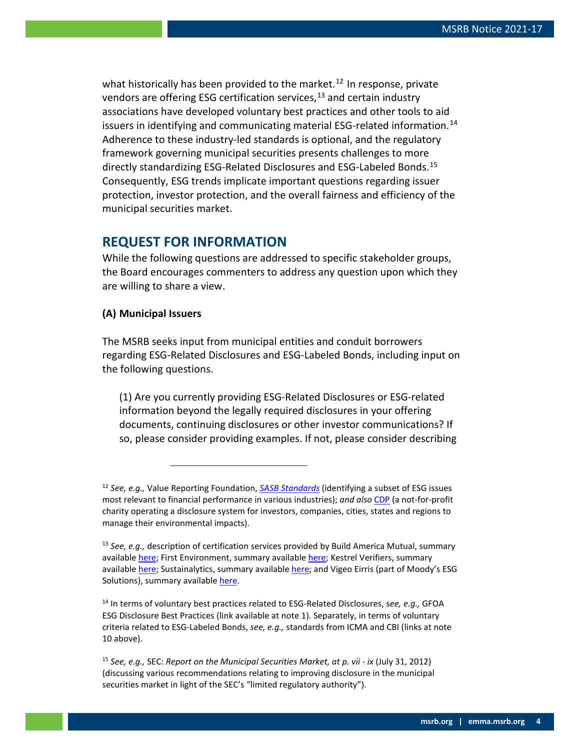what historically has been provided to the market.[12] In response, private vendors are offering ESG certification services,[13] and certain industry associations have developed voluntary best practices and other tools to aid issuers in identifying and communicating material ESG-related information.[14] Adherence to these industry-led standards is optional, and the regulatory framework governing municipal securities presents challenges to more directly standardizing ESG-Related Disclosures and ESG-Labeled Bonds.[15] Consequently, ESG trends implicate important questions regarding issuer protection, investor protection, and the overall fairness and efficiency of the municipal securities market.

## REQUEST FOR INFORMATION

While the following questions are addressed to specific stakeholder groups, the Board encourages commenters to address any question upon which they are willing to share a view.

**(A) Municipal Issuers**

The MSRB seeks input from municipal entities and conduit borrowers regarding ESG-Related Disclosures and ESG-Labeled Bonds, including input on the following questions.

> (1) Are you currently providing ESG-Related Disclosures or ESG-related information beyond the legally required disclosures in your offering documents, continuing disclosures or other investor communications? If so, please consider providing examples. If not, please consider describing

---

[12] *See, e.g.,* Value Reporting Foundation, *SASB Standards* (identifying a subset of ESG issues most relevant to financial performance in various industries); *and also* CDP (a not-for-profit charity operating a disclosure system for investors, companies, cities, states and regions to manage their environmental impacts).

[13] *See, e.g.,* description of certification services provided by Build America Mutual, summary available here; First Environment, summary available here; Kestrel Verifiers, summary available here; Sustainalytics, summary available here; and Vigeo Eirris (part of Moody's ESG Solutions), summary available here.

[14] In terms of voluntary best practices related to ESG-Related Disclosures, *see, e.g.,* GFOA ESG Disclosure Best Practices (link available at note 1). Separately, in terms of voluntary criteria related to ESG-Labeled Bonds, *see, e.g.,* standards from ICMA and CBI (links at note 10 above).

[15] *See, e.g.,* SEC: *Report on the Municipal Securities Market, at p. vii - ix* (July 31, 2012) (discussing various recommendations relating to improving disclosure in the municipal securities market in light of the SEC's "limited regulatory authority").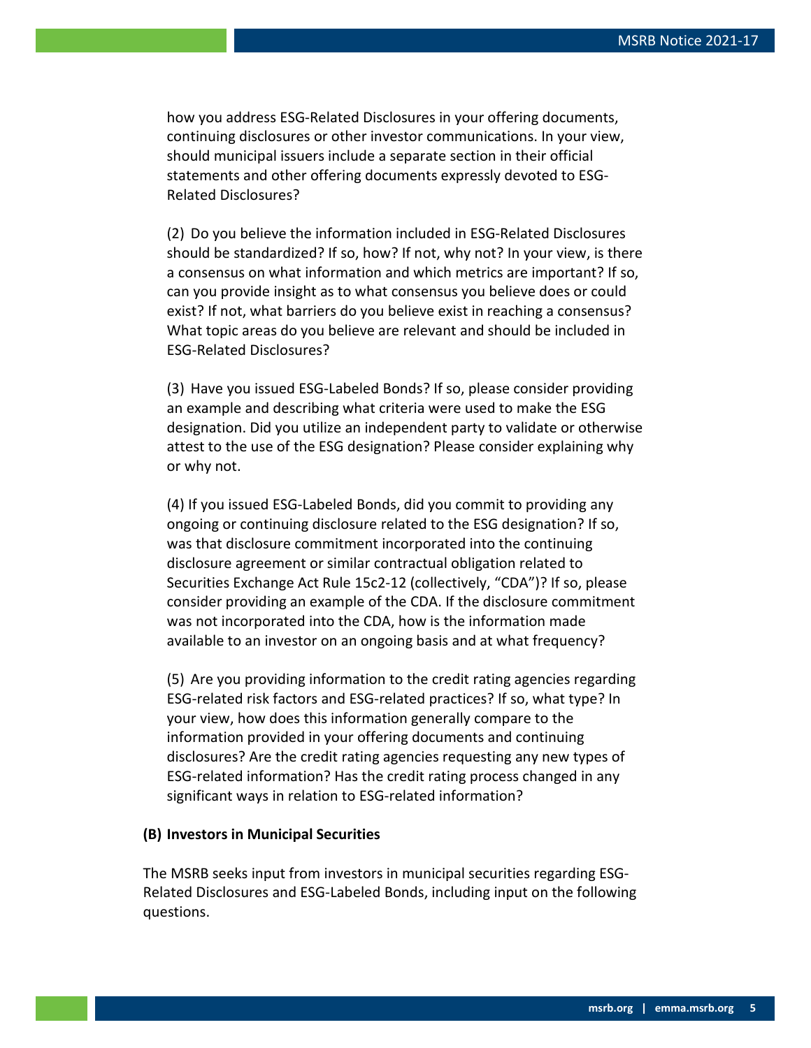how you address ESG-Related Disclosures in your offering documents, continuing disclosures or other investor communications. In your view, should municipal issuers include a separate section in their official statements and other offering documents expressly devoted to ESG-Related Disclosures?

(2) Do you believe the information included in ESG-Related Disclosures should be standardized? If so, how? If not, why not? In your view, is there a consensus on what information and which metrics are important? If so, can you provide insight as to what consensus you believe does or could exist? If not, what barriers do you believe exist in reaching a consensus? What topic areas do you believe are relevant and should be included in ESG-Related Disclosures?

(3) Have you issued ESG-Labeled Bonds? If so, please consider providing an example and describing what criteria were used to make the ESG designation. Did you utilize an independent party to validate or otherwise attest to the use of the ESG designation? Please consider explaining why or why not.

(4) If you issued ESG-Labeled Bonds, did you commit to providing any ongoing or continuing disclosure related to the ESG designation? If so, was that disclosure commitment incorporated into the continuing disclosure agreement or similar contractual obligation related to Securities Exchange Act Rule 15c2-12 (collectively, "CDA")? If so, please consider providing an example of the CDA. If the disclosure commitment was not incorporated into the CDA, how is the information made available to an investor on an ongoing basis and at what frequency?

(5) Are you providing information to the credit rating agencies regarding ESG-related risk factors and ESG-related practices? If so, what type? In your view, how does this information generally compare to the information provided in your offering documents and continuing disclosures? Are the credit rating agencies requesting any new types of ESG-related information? Has the credit rating process changed in any significant ways in relation to ESG-related information?

**(B) Investors in Municipal Securities**

The MSRB seeks input from investors in municipal securities regarding ESG-Related Disclosures and ESG-Labeled Bonds, including input on the following questions.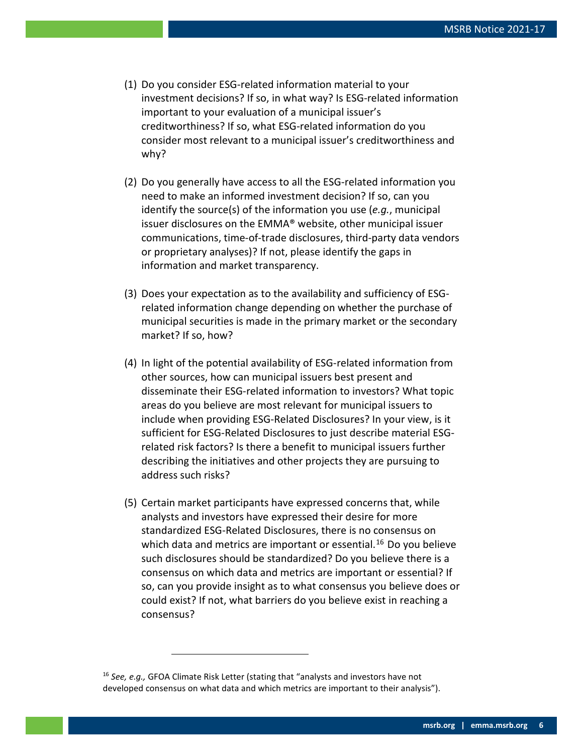(1) Do you consider ESG-related information material to your investment decisions? If so, in what way? Is ESG-related information important to your evaluation of a municipal issuer's creditworthiness? If so, what ESG-related information do you consider most relevant to a municipal issuer's creditworthiness and why?

(2) Do you generally have access to all the ESG-related information you need to make an informed investment decision? If so, can you identify the source(s) of the information you use (*e.g.*, municipal issuer disclosures on the EMMA® website, other municipal issuer communications, time-of-trade disclosures, third-party data vendors or proprietary analyses)? If not, please identify the gaps in information and market transparency.

(3) Does your expectation as to the availability and sufficiency of ESG-related information change depending on whether the purchase of municipal securities is made in the primary market or the secondary market? If so, how?

(4) In light of the potential availability of ESG-related information from other sources, how can municipal issuers best present and disseminate their ESG-related information to investors? What topic areas do you believe are most relevant for municipal issuers to include when providing ESG-Related Disclosures? In your view, is it sufficient for ESG-Related Disclosures to just describe material ESG-related risk factors? Is there a benefit to municipal issuers further describing the initiatives and other projects they are pursuing to address such risks?

(5) Certain market participants have expressed concerns that, while analysts and investors have expressed their desire for more standardized ESG-Related Disclosures, there is no consensus on which data and metrics are important or essential.[16] Do you believe such disclosures should be standardized? Do you believe there is a consensus on which data and metrics are important or essential? If so, can you provide insight as to what consensus you believe does or could exist? If not, what barriers do you believe exist in reaching a consensus?

---

[16] *See, e.g.,* GFOA Climate Risk Letter (stating that "analysts and investors have not developed consensus on what data and which metrics are important to their analysis").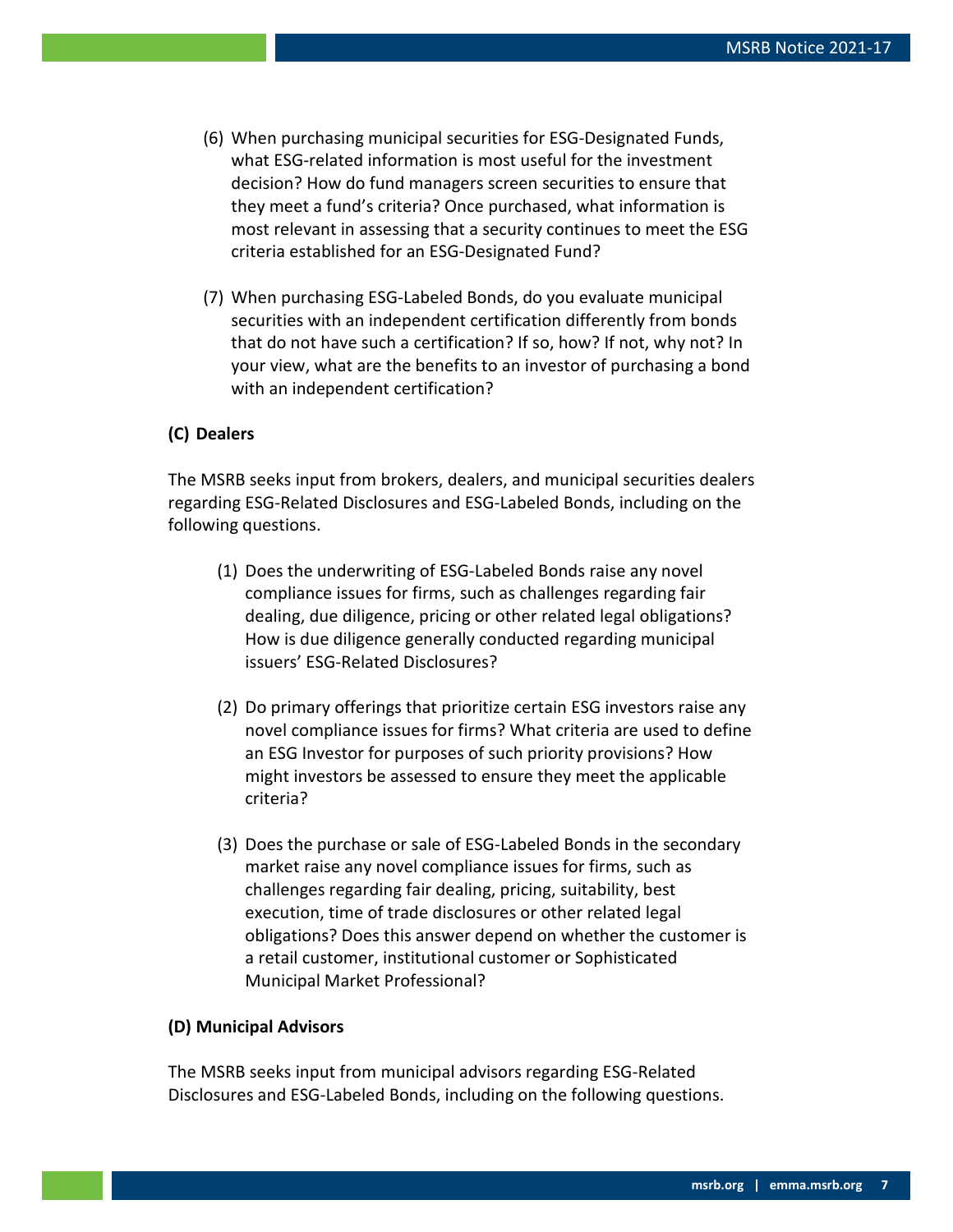(6) When purchasing municipal securities for ESG-Designated Funds, what ESG-related information is most useful for the investment decision? How do fund managers screen securities to ensure that they meet a fund's criteria? Once purchased, what information is most relevant in assessing that a security continues to meet the ESG criteria established for an ESG-Designated Fund?

(7) When purchasing ESG-Labeled Bonds, do you evaluate municipal securities with an independent certification differently from bonds that do not have such a certification? If so, how? If not, why not? In your view, what are the benefits to an investor of purchasing a bond with an independent certification?

**(C) Dealers**

The MSRB seeks input from brokers, dealers, and municipal securities dealers regarding ESG-Related Disclosures and ESG-Labeled Bonds, including on the following questions.

(1) Does the underwriting of ESG-Labeled Bonds raise any novel compliance issues for firms, such as challenges regarding fair dealing, due diligence, pricing or other related legal obligations? How is due diligence generally conducted regarding municipal issuers' ESG-Related Disclosures?

(2) Do primary offerings that prioritize certain ESG investors raise any novel compliance issues for firms? What criteria are used to define an ESG Investor for purposes of such priority provisions? How might investors be assessed to ensure they meet the applicable criteria?

(3) Does the purchase or sale of ESG-Labeled Bonds in the secondary market raise any novel compliance issues for firms, such as challenges regarding fair dealing, pricing, suitability, best execution, time of trade disclosures or other related legal obligations? Does this answer depend on whether the customer is a retail customer, institutional customer or Sophisticated Municipal Market Professional?

**(D) Municipal Advisors**

The MSRB seeks input from municipal advisors regarding ESG-Related Disclosures and ESG-Labeled Bonds, including on the following questions.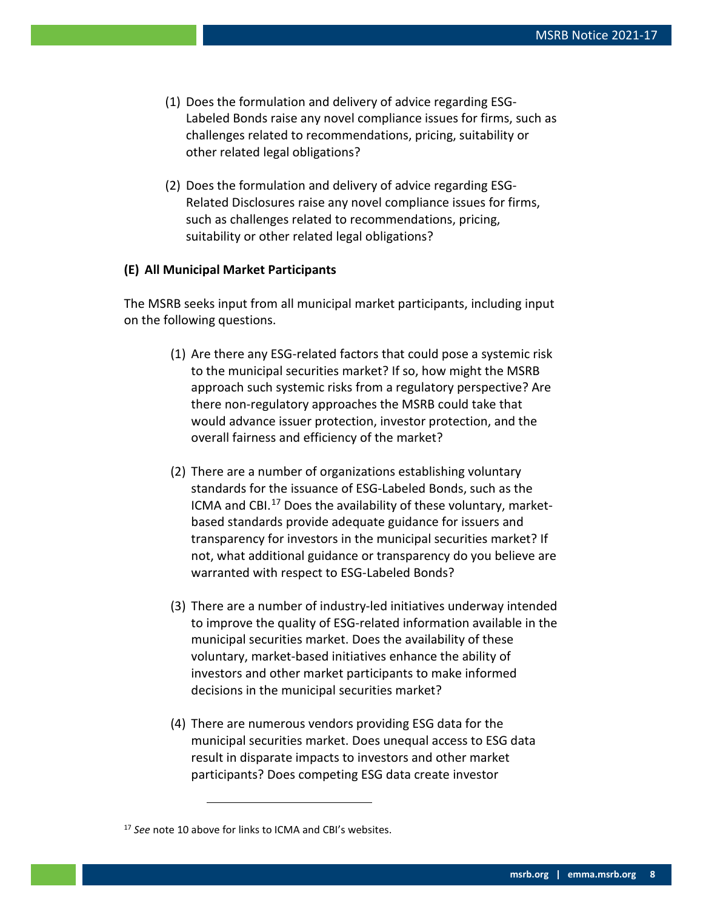(1) Does the formulation and delivery of advice regarding ESG-Labeled Bonds raise any novel compliance issues for firms, such as challenges related to recommendations, pricing, suitability or other related legal obligations?

(2) Does the formulation and delivery of advice regarding ESG-Related Disclosures raise any novel compliance issues for firms, such as challenges related to recommendations, pricing, suitability or other related legal obligations?

**(E) All Municipal Market Participants**

The MSRB seeks input from all municipal market participants, including input on the following questions.

(1) Are there any ESG-related factors that could pose a systemic risk to the municipal securities market? If so, how might the MSRB approach such systemic risks from a regulatory perspective? Are there non-regulatory approaches the MSRB could take that would advance issuer protection, investor protection, and the overall fairness and efficiency of the market?

(2) There are a number of organizations establishing voluntary standards for the issuance of ESG-Labeled Bonds, such as the ICMA and CBI.[17] Does the availability of these voluntary, market-based standards provide adequate guidance for issuers and transparency for investors in the municipal securities market? If not, what additional guidance or transparency do you believe are warranted with respect to ESG-Labeled Bonds?

(3) There are a number of industry-led initiatives underway intended to improve the quality of ESG-related information available in the municipal securities market. Does the availability of these voluntary, market-based initiatives enhance the ability of investors and other market participants to make informed decisions in the municipal securities market?

(4) There are numerous vendors providing ESG data for the municipal securities market. Does unequal access to ESG data result in disparate impacts to investors and other market participants? Does competing ESG data create investor

---

[17] *See* note 10 above for links to ICMA and CBI's websites.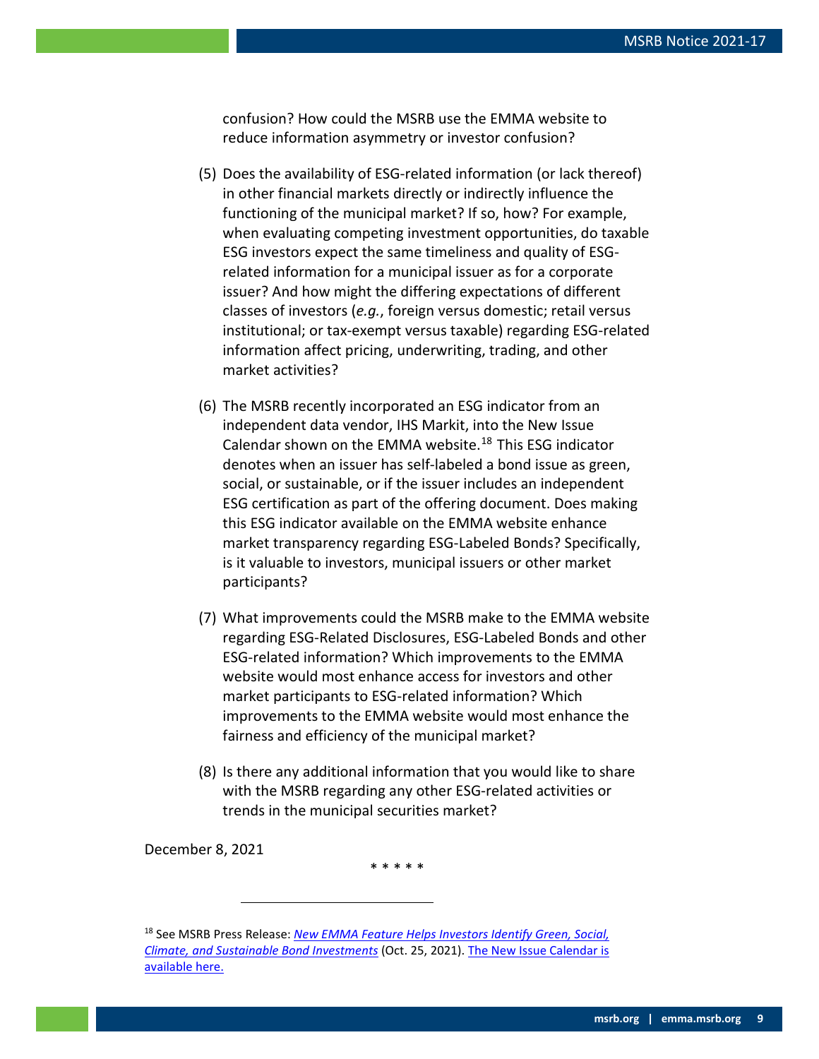confusion? How could the MSRB use the EMMA website to reduce information asymmetry or investor confusion?

(5) Does the availability of ESG-related information (or lack thereof) in other financial markets directly or indirectly influence the functioning of the municipal market? If so, how? For example, when evaluating competing investment opportunities, do taxable ESG investors expect the same timeliness and quality of ESG-related information for a municipal issuer as for a corporate issuer? And how might the differing expectations of different classes of investors (*e.g.*, foreign versus domestic; retail versus institutional; or tax-exempt versus taxable) regarding ESG-related information affect pricing, underwriting, trading, and other market activities?

(6) The MSRB recently incorporated an ESG indicator from an independent data vendor, IHS Markit, into the New Issue Calendar shown on the EMMA website.[18] This ESG indicator denotes when an issuer has self-labeled a bond issue as green, social, or sustainable, or if the issuer includes an independent ESG certification as part of the offering document. Does making this ESG indicator available on the EMMA website enhance market transparency regarding ESG-Labeled Bonds? Specifically, is it valuable to investors, municipal issuers or other market participants?

(7) What improvements could the MSRB make to the EMMA website regarding ESG-Related Disclosures, ESG-Labeled Bonds and other ESG-related information? Which improvements to the EMMA website would most enhance access for investors and other market participants to ESG-related information? Which improvements to the EMMA website would most enhance the fairness and efficiency of the municipal market?

(8) Is there any additional information that you would like to share with the MSRB regarding any other ESG-related activities or trends in the municipal securities market?

December 8, 2021

\* \* \* \* \*

---

[18] See MSRB Press Release: *New EMMA Feature Helps Investors Identify Green, Social, Climate, and Sustainable Bond Investments* (Oct. 25, 2021). The New Issue Calendar is available here.